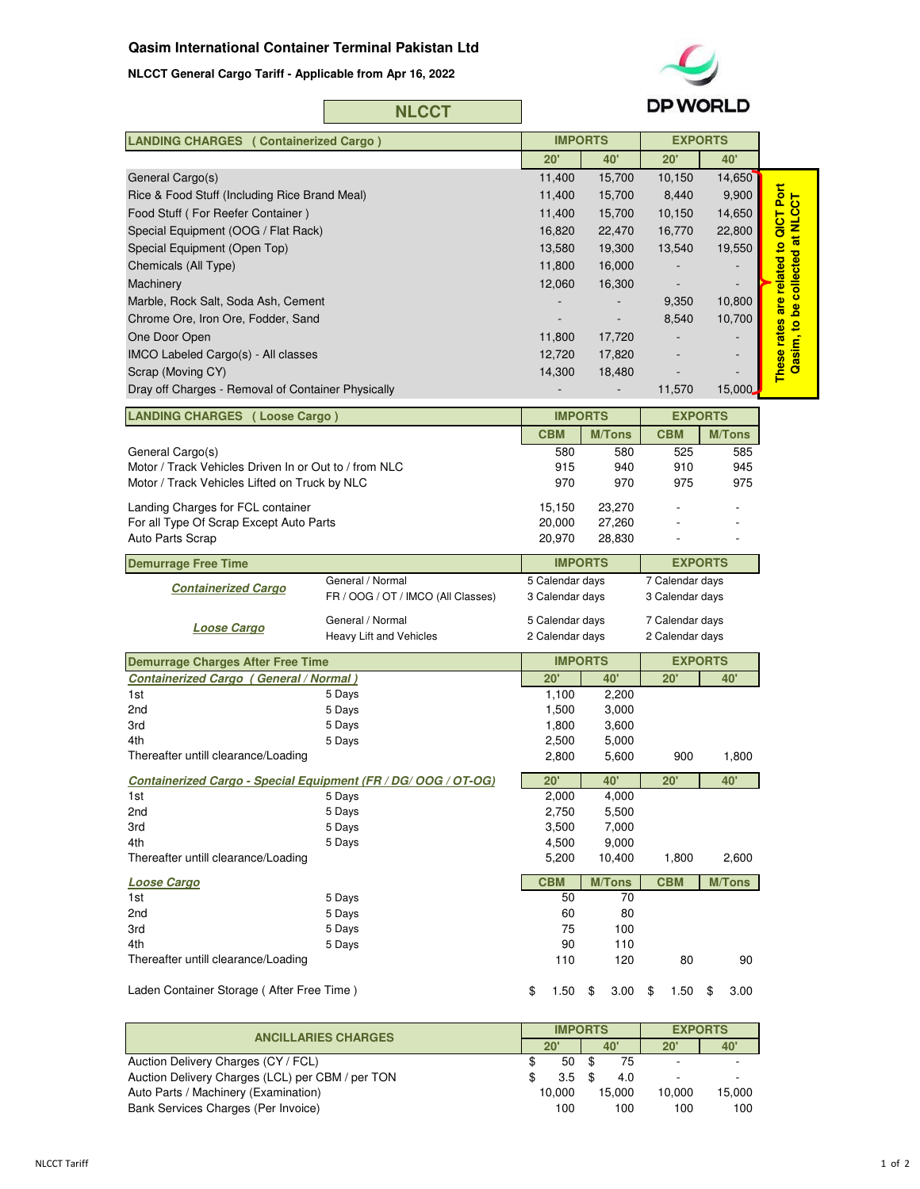# Qasim International Container Terminal Pakistan Ltd

**NLCCT General Cargo Tariff - Applicable from Apr 16, 2022**

DP WORLD

## NLCCT

| LANDING CHARGES (Containerized Cargo) | IMPORTS | | EXPORTS | |
|---|---|---|---|---|
| | 20' | 40' | 20' | 40' |
| General Cargo(s) | 11,400 | 15,700 | 10,150 | 14,650 |
| Rice & Food Stuff (Including Rice Brand Meal) | 11,400 | 15,700 | 8,440 | 9,900 |
| Food Stuff ( For Reefer Container ) | 11,400 | 15,700 | 10,150 | 14,650 |
| Special Equipment (OOG / Flat Rack) | 16,820 | 22,470 | 16,770 | 22,800 |
| Special Equipment (Open Top) | 13,580 | 19,300 | 13,540 | 19,550 |
| Chemicals (All Type) | 11,800 | 16,000 | - | - |
| Machinery | 12,060 | 16,300 | - | - |
| Marble, Rock Salt, Soda Ash, Cement | - | - | 9,350 | 10,800 |
| Chrome Ore, Iron Ore, Fodder, Sand | - | - | 8,540 | 10,700 |
| One Door Open | 11,800 | 17,720 | - | - |
| IMCO Labeled Cargo(s) - All classes | 12,720 | 17,820 | - | - |
| Scrap (Moving CY) | 14,300 | 18,480 | - | - |
| Dray off Charges - Removal of Container Physically | - | - | 11,570 | 15,000 |

**These rates are related to QICT Port Qasim, to be collected at NLCCT**

| LANDING CHARGES (Loose Cargo) | IMPORTS | | EXPORTS | |
|---|---|---|---|---|
| | CBM | M/Tons | CBM | M/Tons |
| General Cargo(s) | 580 | 580 | 525 | 585 |
| Motor / Track Vehicles Driven In or Out to / from NLC | 915 | 940 | 910 | 945 |
| Motor / Track Vehicles Lifted on Truck by NLC | 970 | 970 | 975 | 975 |
| Landing Charges for FCL container | 15,150 | 23,270 | - | - |
| For all Type Of Scrap Except Auto Parts | 20,000 | 27,260 | - | - |
| Auto Parts Scrap | 20,970 | 28,830 | - | - |

| Demurrage Free Time | | IMPORTS | EXPORTS |
|---|---|---|---|
| ***Containerized Cargo*** | General / Normal | 5 Calendar days | 7 Calendar days |
| | FR / OOG / OT / IMCO (All Classes) | 3 Calendar days | 3 Calendar days |
| ***Loose Cargo*** | General / Normal | 5 Calendar days | 7 Calendar days |
| | Heavy Lift and Vehicles | 2 Calendar days | 2 Calendar days |

| Demurrage Charges After Free Time | | IMPORTS | | EXPORTS | |
|---|---|---|---|---|---|
| ***Containerized Cargo ( General / Normal )*** | | 20' | 40' | 20' | 40' |
| 1st | 5 Days | 1,100 | 2,200 | | |
| 2nd | 5 Days | 1,500 | 3,000 | | |
| 3rd | 5 Days | 1,800 | 3,600 | | |
| 4th | 5 Days | 2,500 | 5,000 | | |
| Thereafter untill clearance/Loading | | 2,800 | 5,600 | 900 | 1,800 |
| ***Containerized Cargo - Special Equipment (FR / DG/ OOG / OT-OG)*** | | 20' | 40' | 20' | 40' |
| 1st | 5 Days | 2,000 | 4,000 | | |
| 2nd | 5 Days | 2,750 | 5,500 | | |
| 3rd | 5 Days | 3,500 | 7,000 | | |
| 4th | 5 Days | 4,500 | 9,000 | | |
| Thereafter untill clearance/Loading | | 5,200 | 10,400 | 1,800 | 2,600 |
| ***Loose Cargo*** | | CBM | M/Tons | CBM | M/Tons |
| 1st | 5 Days | 50 | 70 | | |
| 2nd | 5 Days | 60 | 80 | | |
| 3rd | 5 Days | 75 | 100 | | |
| 4th | 5 Days | 90 | 110 | | |
| Thereafter untill clearance/Loading | | 110 | 120 | 80 | 90 |
| Laden Container Storage ( After Free Time ) | | $ 1.50 | $ 3.00 | $ 1.50 | $ 3.00 |

| ANCILLARIES CHARGES | IMPORTS | | EXPORTS | |
|---|---|---|---|---|
| | 20' | 40' | 20' | 40' |
| Auction Delivery Charges (CY / FCL) | $ 50 | $ 75 | - | - |
| Auction Delivery Charges (LCL) per CBM / per TON | $ 3.5 | $ 4.0 | - | - |
| Auto Parts / Machinery (Examination) | 10,000 | 15,000 | 10,000 | 15,000 |
| Bank Services Charges (Per Invoice) | 100 | 100 | 100 | 100 |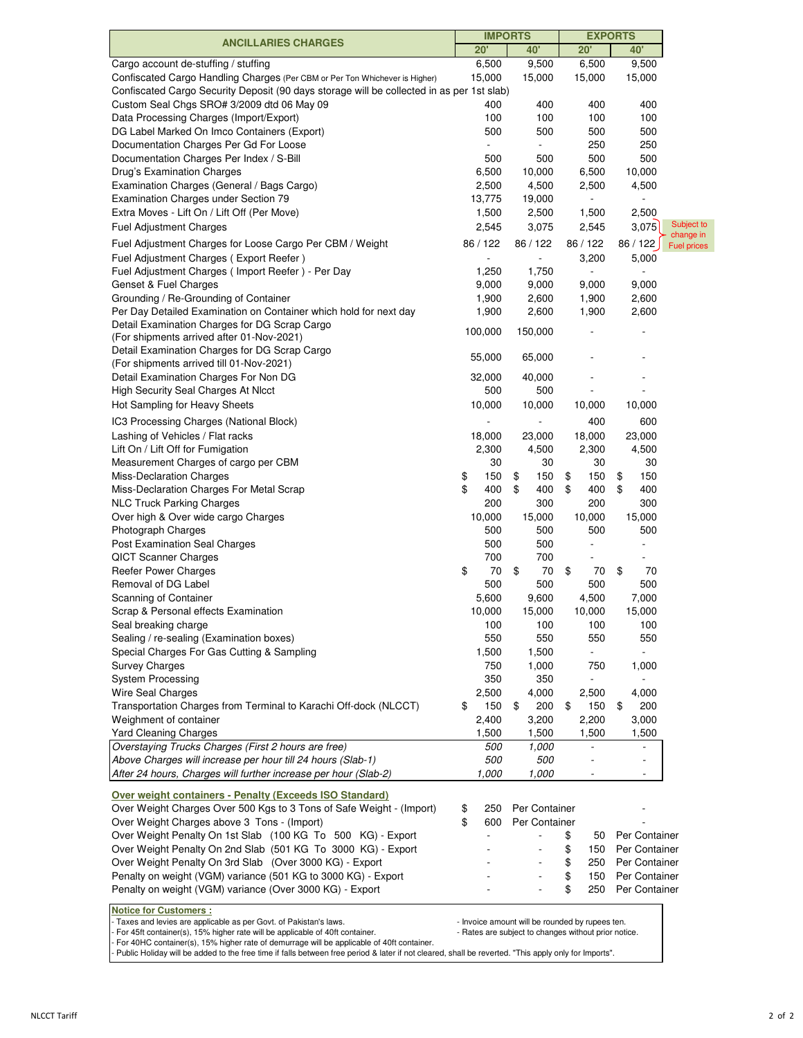| ANCILLARIES CHARGES | IMPORTS | | EXPORTS | |
|---|---|---|---|---|
| | 20' | 40' | 20' | 40' |
| Cargo account de-stuffing / stuffing | 6,500 | 9,500 | 6,500 | 9,500 |
| Confiscated Cargo Handling Charges (Per CBM or Per Ton Whichever is Higher) | 15,000 | 15,000 | 15,000 | 15,000 |
| Confiscated Cargo Security Deposit (90 days storage will be collected in as per 1st slab) | | | | |
| Custom Seal Chgs SRO# 3/2009 dtd 06 May 09 | 400 | 400 | 400 | 400 |
| Data Processing Charges (Import/Export) | 100 | 100 | 100 | 100 |
| DG Label Marked On Imco Containers (Export) | 500 | 500 | 500 | 500 |
| Documentation Charges Per Gd For Loose | - | - | 250 | 250 |
| Documentation Charges Per Index / S-Bill | 500 | 500 | 500 | 500 |
| Drug's Examination Charges | 6,500 | 10,000 | 6,500 | 10,000 |
| Examination Charges (General / Bags Cargo) | 2,500 | 4,500 | 2,500 | 4,500 |
| Examination Charges under Section 79 | 13,775 | 19,000 | - | - |
| Extra Moves - Lift On / Lift Off (Per Move) | 1,500 | 2,500 | 1,500 | 2,500 |
| Fuel Adjustment Charges | 2,545 | 3,075 | 2,545 | 3,075 (Subject to change in Fuel prices) |
| Fuel Adjustment Charges for Loose Cargo Per CBM / Weight | 86 / 122 | 86 / 122 | 86 / 122 | 86 / 122 (Subject to change in Fuel prices) |
| Fuel Adjustment Charges ( Export Reefer ) | - | - | 3,200 | 5,000 |
| Fuel Adjustment Charges ( Import Reefer ) - Per Day | 1,250 | 1,750 | - | - |
| Genset & Fuel Charges | 9,000 | 9,000 | 9,000 | 9,000 |
| Grounding / Re-Grounding of Container | 1,900 | 2,600 | 1,900 | 2,600 |
| Per Day Detailed Examination on Container which hold for next day | 1,900 | 2,600 | 1,900 | 2,600 |
| Detail Examination Charges for DG Scrap Cargo (For shipments arrived after 01-Nov-2021) | 100,000 | 150,000 | - | - |
| Detail Examination Charges for DG Scrap Cargo (For shipments arrived till 01-Nov-2021) | 55,000 | 65,000 | - | - |
| Detail Examination Charges For Non DG | 32,000 | 40,000 | - | - |
| High Security Seal Charges At Nlcct | 500 | 500 | - | - |
| Hot Sampling for Heavy Sheets | 10,000 | 10,000 | 10,000 | 10,000 |
| IC3 Processing Charges (National Block) | - | - | 400 | 600 |
| Lashing of Vehicles / Flat racks | 18,000 | 23,000 | 18,000 | 23,000 |
| Lift On / Lift Off for Fumigation | 2,300 | 4,500 | 2,300 | 4,500 |
| Measurement Charges of cargo per CBM | 30 | 30 | 30 | 30 |
| Miss-Declaration Charges | $ 150 | $ 150 | $ 150 | $ 150 |
| Miss-Declaration Charges For Metal Scrap | $ 400 | $ 400 | $ 400 | $ 400 |
| NLC Truck Parking Charges | 200 | 300 | 200 | 300 |
| Over high & Over wide cargo Charges | 10,000 | 15,000 | 10,000 | 15,000 |
| Photograph Charges | 500 | 500 | 500 | 500 |
| Post Examination Seal Charges | 500 | 500 | - | - |
| QICT Scanner Charges | 700 | 700 | - | - |
| Reefer Power Charges | $ 70 | $ 70 | $ 70 | $ 70 |
| Removal of DG Label | 500 | 500 | 500 | 500 |
| Scanning of Container | 5,600 | 9,600 | 4,500 | 7,000 |
| Scrap & Personal effects Examination | 10,000 | 15,000 | 10,000 | 15,000 |
| Seal breaking charge | 100 | 100 | 100 | 100 |
| Sealing / re-sealing (Examination boxes) | 550 | 550 | 550 | 550 |
| Special Charges For Gas Cutting & Sampling | 1,500 | 1,500 | - | - |
| Survey Charges | 750 | 1,000 | 750 | 1,000 |
| System Processing | 350 | 350 | - | - |
| Wire Seal Charges | 2,500 | 4,000 | 2,500 | 4,000 |
| Transportation Charges from Terminal to Karachi Off-dock (NLCCT) | $ 150 | $ 200 | $ 150 | $ 200 |
| Weighment of container | 2,400 | 3,200 | 2,200 | 3,000 |
| Yard Cleaning Charges | 1,500 | 1,500 | 1,500 | 1,500 |
| *Overstaying Trucks Charges (First 2 hours are free)* | *500* | *1,000* | - | - |
| *Above Charges will increase per hour till 24 hours (Slab-1)* | *500* | *500* | - | - |
| *After 24 hours, Charges will further increase per hour (Slab-2)* | *1,000* | *1,000* | - | - |

**Over weight containers - Penalty (Exceeds ISO Standard)**

| | | | | |
|---|---|---|---|---|
| Over Weight Charges Over 500 Kgs to 3 Tons of Safe Weight - (Import) | $ 250 | Per Container | | - |
| Over Weight Charges above 3 Tons - (Import) | $ 600 | Per Container | | - |
| Over Weight Penalty On 1st Slab (100 KG To 500 KG) - Export | - | - | $ 50 | Per Container |
| Over Weight Penalty On 2nd Slab (501 KG To 3000 KG) - Export | - | - | $ 150 | Per Container |
| Over Weight Penalty On 3rd Slab (Over 3000 KG) - Export | - | - | $ 250 | Per Container |
| Penalty on weight (VGM) variance (501 KG to 3000 KG) - Export | - | - | $ 150 | Per Container |
| Penalty on weight (VGM) variance (Over 3000 KG) - Export | - | - | $ 250 | Per Container |

**Notice for Customers :**

- Taxes and levies are applicable as per Govt. of Pakistan's laws.
- For 45ft container(s), 15% higher rate will be applicable of 40ft container.
- For 40HC container(s), 15% higher rate of demurrage will be applicable of 40ft container.
- Public Holiday will be added to the free time if falls between free period & later if not cleared, shall be reverted. "This apply only for Imports".
- Invoice amount will be rounded by rupees ten.
- Rates are subject to changes without prior notice.